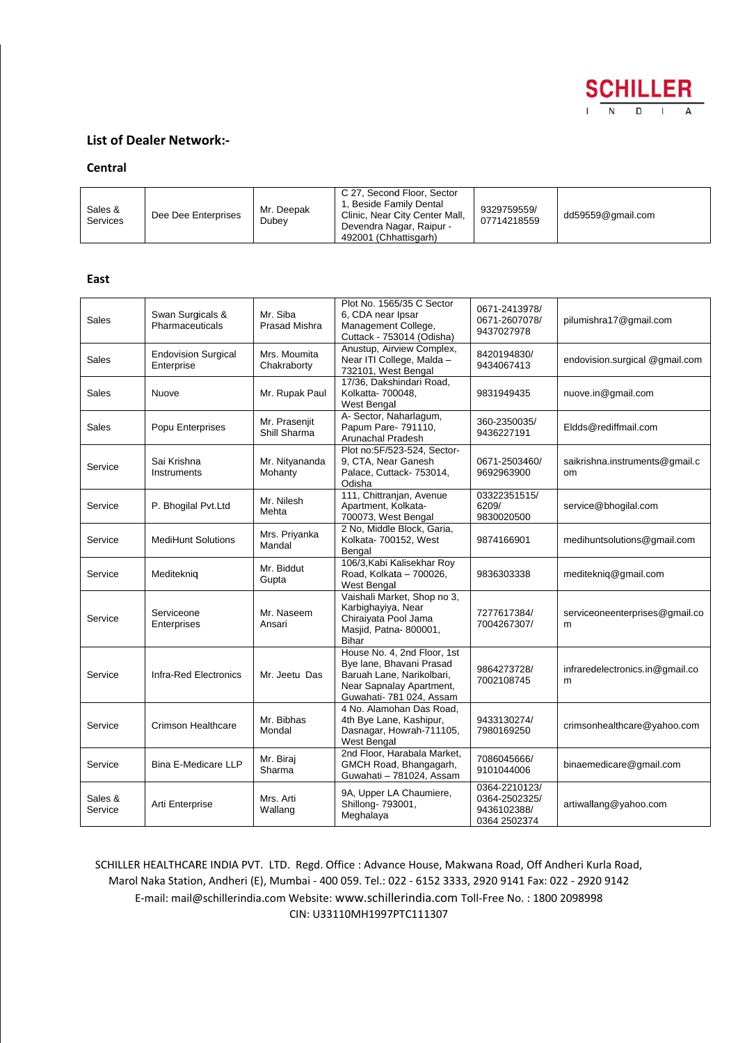## List of Dealer Network:-

### Central

| | | | | | |
|---|---|---|---|---|---|
| Sales & Services | Dee Dee Enterprises | Mr. Deepak Dubey | C 27, Second Floor, Sector 1, Beside Family Dental Clinic, Near City Center Mall, Devendra Nagar, Raipur - 492001 (Chhattisgarh) | 9329759559/ 07714218559 | dd59559@gmail.com |

### East

| | | | | | |
|---|---|---|---|---|---|
| Sales | Swan Surgicals & Pharmaceuticals | Mr. Siba Prasad Mishra | Plot No. 1565/35 C Sector 6, CDA near Ipsar Management College, Cuttack - 753014 (Odisha) | 0671-2413978/ 0671-2607078/ 9437027978 | pilumishra17@gmail.com |
| Sales | Endovision Surgical Enterprise | Mrs. Moumita Chakraborty | Anustup, Airview Complex, Near ITI College, Malda – 732101, West Bengal | 8420194830/ 9434067413 | endovision.surgical @gmail.com |
| Sales | Nuove | Mr. Rupak Paul | 17/36, Dakshindari Road, Kolkatta- 700048, West Bengal | 9831949435 | nuove.in@gmail.com |
| Sales | Popu Enterprises | Mr. Prasenjit Shill Sharma | A- Sector, Naharlagum, Papum Pare- 791110, Arunachal Pradesh | 360-2350035/ 9436227191 | Eldds@rediffmail.com |
| Service | Sai Krishna Instruments | Mr. Nityananda Mohanty | Plot no:5F/523-524, Sector-9, CTA, Near Ganesh Palace, Cuttack- 753014, Odisha | 0671-2503460/ 9692963900 | saikrishna.instruments@gmail.com |
| Service | P. Bhogilal Pvt.Ltd | Mr. Nilesh Mehta | 111, Chittranjan, Avenue Apartment, Kolkata- 700073, West Bengal | 03322351515/ 6209/ 9830020500 | service@bhogilal.com |
| Service | MediHunt Solutions | Mrs. Priyanka Mandal | 2 No, Middle Block, Garia, Kolkata- 700152, West Bengal | 9874166901 | medihuntsolutions@gmail.com |
| Service | Meditekniq | Mr. Biddut Gupta | 106/3,Kabi Kalisekhar Roy Road, Kolkata – 700026, West Bengal | 9836303338 | meditekniq@gmail.com |
| Service | Serviceone Enterprises | Mr. Naseem Ansari | Vaishali Market, Shop no 3, Karbighayiya, Near Chiraiyata Pool Jama Masjid, Patna- 800001, Bihar | 7277617384/ 7004267307/ | serviceoneenterprises@gmail.com |
| Service | Infra-Red Electronics | Mr. Jeetu Das | House No. 4, 2nd Floor, 1st Bye lane, Bhavani Prasad Baruah Lane, Narikolbari, Near Sapnalay Apartment, Guwahati- 781 024, Assam | 9864273728/ 7002108745 | infraredelectronics.in@gmail.com |
| Service | Crimson Healthcare | Mr. Bibhas Mondal | 4 No. Alamohan Das Road, 4th Bye Lane, Kashipur, Dasnagar, Howrah-711105, West Bengal | 9433130274/ 7980169250 | crimsonhealthcare@yahoo.com |
| Service | Bina E-Medicare LLP | Mr. Biraj Sharma | 2nd Floor, Harabala Market, GMCH Road, Bhangagarh, Guwahati – 781024, Assam | 7086045666/ 9101044006 | binaemedicare@gmail.com |
| Sales & Service | Arti Enterprise | Mrs. Arti Wallang | 9A, Upper LA Chaumiere, Shillong- 793001, Meghalaya | 0364-2210123/ 0364-2502325/ 9436102388/ 0364 2502374 | artiwallang@yahoo.com |

SCHILLER HEALTHCARE INDIA PVT. LTD. Regd. Office : Advance House, Makwana Road, Off Andheri Kurla Road, Marol Naka Station, Andheri (E), Mumbai - 400 059. Tel.: 022 - 6152 3333, 2920 9141 Fax: 022 - 2920 9142
E-mail: mail@schillerindia.com Website: www.schillerindia.com Toll-Free No. : 1800 2098998
CIN: U33110MH1997PTC111307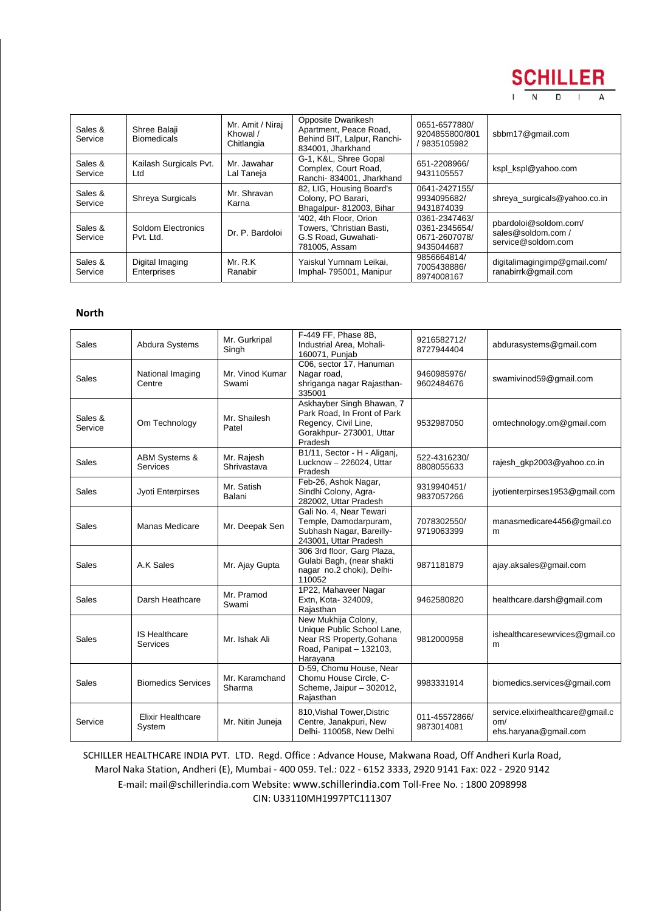| Sales & Service | Shree Balaji Biomedicals | Mr. Amit / Niraj Khowal / Chitlangia | Opposite Dwarikesh Apartment, Peace Road, Behind BIT, Lalpur, Ranchi- 834001, Jharkhand | 0651-6577880/ 9204855800/801 / 9835105982 | sbbm17@gmail.com |
|---|---|---|---|---|---|
| Sales & Service | Kailash Surgicals Pvt. Ltd | Mr. Jawahar Lal Taneja | G-1, K&L, Shree Gopal Complex, Court Road, Ranchi- 834001, Jharkhand | 651-2208966/ 9431105557 | kspl_kspl@yahoo.com |
| Sales & Service | Shreya Surgicals | Mr. Shravan Karna | 82, LIG, Housing Board's Colony, PO Barari, Bhagalpur- 812003, Bihar | 0641-2427155/ 9934095682/ 9431874039 | shreya_surgicals@yahoo.co.in |
| Sales & Service | Soldom Electronics Pvt. Ltd. | Dr. P. Bardoloi | '402, 4th Floor, Orion Towers, 'Christian Basti, G.S Road, Guwahati- 781005, Assam | 0361-2347463/ 0361-2345654/ 0671-2607078/ 9435044687 | pbardoloi@soldom.com/ sales@soldom.com / service@soldom.com |
| Sales & Service | Digital Imaging Enterprises | Mr. R.K Ranabir | Yaiskul Yumnam Leikai, Imphal- 795001, Manipur | 9856664814/ 7005438886/ 8974008167 | digitalimagingimp@gmail.com/ ranabirrk@gmail.com |

**North**

| Sales | Abdura Systems | Mr. Gurkripal Singh | F-449 FF, Phase 8B, Industrial Area, Mohali- 160071, Punjab | 9216582712/ 8727944404 | abdurasystems@gmail.com |
|---|---|---|---|---|---|
| Sales | National Imaging Centre | Mr. Vinod Kumar Swami | C06, sector 17, Hanuman Nagar road, shriganga nagar Rajasthan- 335001 | 9460985976/ 9602484676 | swamivinod59@gmail.com |
| Sales & Service | Om Technology | Mr. Shailesh Patel | Askhayber Singh Bhawan, 7 Park Road, In Front of Park Regency, Civil Line, Gorakhpur- 273001, Uttar Pradesh | 9532987050 | omtechnology.om@gmail.com |
| Sales | ABM Systems & Services | Mr. Rajesh Shrivastava | B1/11, Sector - H - Aliganj, Lucknow – 226024, Uttar Pradesh | 522-4316230/ 8808055633 | rajesh_gkp2003@yahoo.co.in |
| Sales | Jyoti Enterpirses | Mr. Satish Balani | Feb-26, Ashok Nagar, Sindhi Colony, Agra- 282002, Uttar Pradesh | 9319940451/ 9837057266 | jyotienterpirses1953@gmail.com |
| Sales | Manas Medicare | Mr. Deepak Sen | Gali No. 4, Near Tewari Temple, Damodarpuram, Subhash Nagar, Bareilly- 243001, Uttar Pradesh | 7078302550/ 9719063399 | manasmedicare4456@gmail.com |
| Sales | A.K Sales | Mr. Ajay Gupta | 306 3rd floor, Garg Plaza, Gulabi Bagh, (near shakti nagar no.2 choki), Delhi- 110052 | 9871181879 | ajay.aksales@gmail.com |
| Sales | Darsh Heathcare | Mr. Pramod Swami | 1P22, Mahaveer Nagar Extn, Kota- 324009, Rajasthan | 9462580820 | healthcare.darsh@gmail.com |
| Sales | IS Healthcare Services | Mr. Ishak Ali | New Mukhija Colony, Unique Public School Lane, Near RS Property,Gohana Road, Panipat – 132103, Harayana | 9812000958 | ishealthcaresewrvices@gmail.com |
| Sales | Biomedics Services | Mr. Karamchand Sharma | D-59, Chomu House, Near Chomu House Circle, C-Scheme, Jaipur – 302012, Rajasthan | 9983331914 | biomedics.services@gmail.com |
| Service | Elixir Healthcare System | Mr. Nitin Juneja | 810,Vishal Tower,Distric Centre, Janakpuri, New Delhi- 110058, New Delhi | 011-45572866/ 9873014081 | service.elixirhealthcare@gmail.com/ ehs.haryana@gmail.com |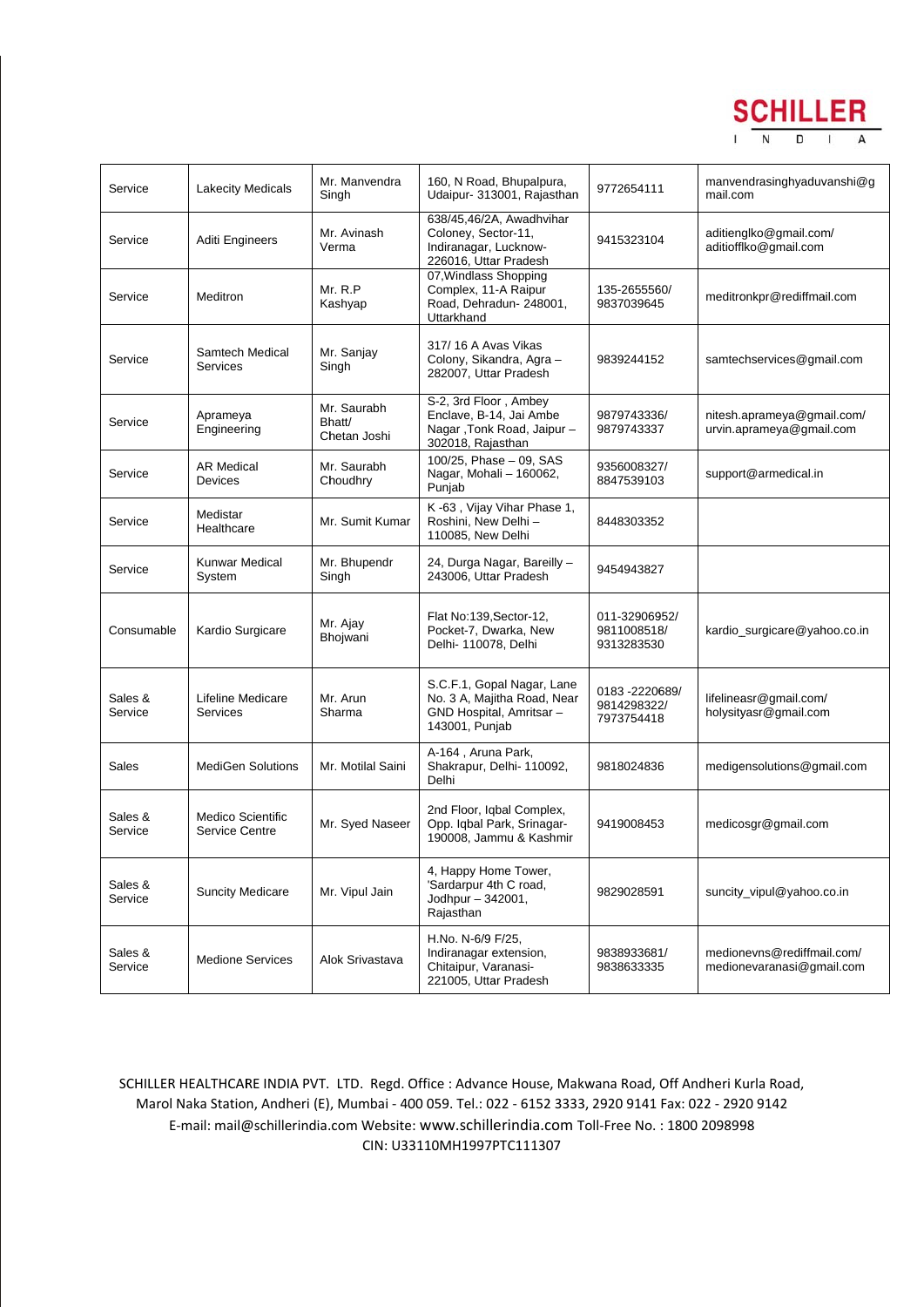| Service | Lakecity Medicals | Mr. Manvendra Singh | 160, N Road, Bhupalpura, Udaipur- 313001, Rajasthan | 9772654111 | manvendrasinghyaduvanshi@gmail.com |
|---|---|---|---|---|---|
| Service | Aditi Engineers | Mr. Avinash Verma | 638/45,46/2A, Awadhvihar Coloney, Sector-11, Indiranagar, Lucknow-226016, Uttar Pradesh | 9415323104 | aditienglko@gmail.com/ aditiofflko@gmail.com |
| Service | Meditron | Mr. R.P Kashyap | 07,Windlass Shopping Complex, 11-A Raipur Road, Dehradun- 248001, Uttarkhand | 135-2655560/ 9837039645 | meditronkpr@rediffmail.com |
| Service | Samtech Medical Services | Mr. Sanjay Singh | 317/ 16 A Avas Vikas Colony, Sikandra, Agra – 282007, Uttar Pradesh | 9839244152 | samtechservices@gmail.com |
| Service | Aprameya Engineering | Mr. Saurabh Bhatt/ Chetan Joshi | S-2, 3rd Floor , Ambey Enclave, B-14, Jai Ambe Nagar ,Tonk Road, Jaipur – 302018, Rajasthan | 9879743336/ 9879743337 | nitesh.aprameya@gmail.com/ urvin.aprameya@gmail.com |
| Service | AR Medical Devices | Mr. Saurabh Choudhry | 100/25, Phase – 09, SAS Nagar, Mohali – 160062, Punjab | 9356008327/ 8847539103 | support@armedical.in |
| Service | Medistar Healthcare | Mr. Sumit Kumar | K -63 , Vijay Vihar Phase 1, Roshini, New Delhi – 110085, New Delhi | 8448303352 | |
| Service | Kunwar Medical System | Mr. Bhupendr Singh | 24, Durga Nagar, Bareilly – 243006, Uttar Pradesh | 9454943827 | |
| Consumable | Kardio Surgicare | Mr. Ajay Bhojwani | Flat No:139,Sector-12, Pocket-7, Dwarka, New Delhi- 110078, Delhi | 011-32906952/ 9811008518/ 9313283530 | kardio_surgicare@yahoo.co.in |
| Sales & Service | Lifeline Medicare Services | Mr. Arun Sharma | S.C.F.1, Gopal Nagar, Lane No. 3 A, Majitha Road, Near GND Hospital, Amritsar – 143001, Punjab | 0183 -2220689/ 9814298322/ 7973754418 | lifelineasr@gmail.com/ holysityasr@gmail.com |
| Sales | MediGen Solutions | Mr. Motilal Saini | A-164 , Aruna Park, Shakrapur, Delhi- 110092, Delhi | 9818024836 | medigensolutions@gmail.com |
| Sales & Service | Medico Scientific Service Centre | Mr. Syed Naseer | 2nd Floor, Iqbal Complex, Opp. Iqbal Park, Srinagar-190008, Jammu & Kashmir | 9419008453 | medicosgr@gmail.com |
| Sales & Service | Suncity Medicare | Mr. Vipul Jain | 4, Happy Home Tower, 'Sardarpur 4th C road, Jodhpur – 342001, Rajasthan | 9829028591 | suncity_vipul@yahoo.co.in |
| Sales & Service | Medione Services | Alok Srivastava | H.No. N-6/9 F/25, Indiranagar extension, Chitaipur, Varanasi-221005, Uttar Pradesh | 9838933681/ 9838633335 | medionevns@rediffmail.com/ medionevaranasi@gmail.com |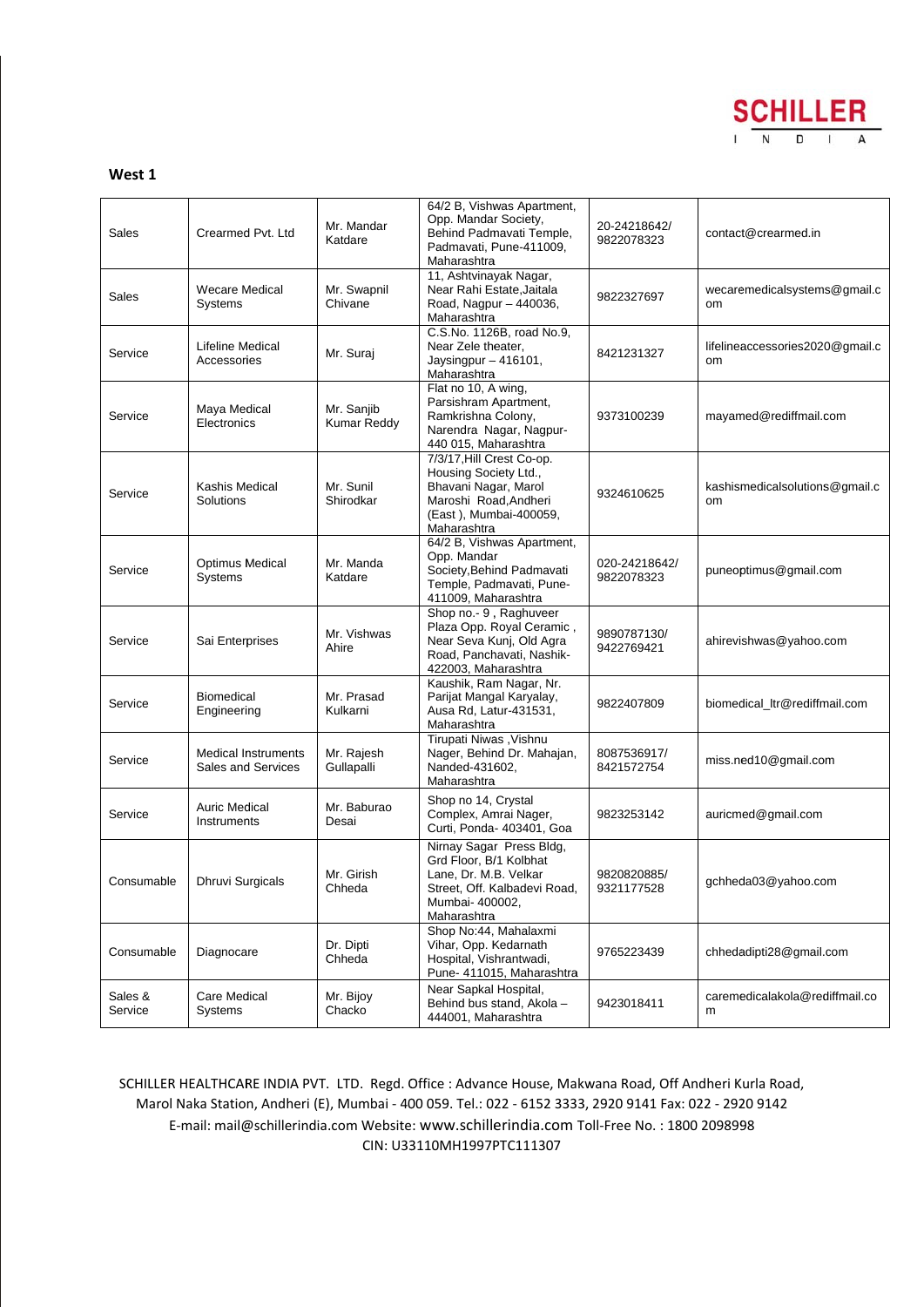## West 1

| | | | | | |
|---|---|---|---|---|---|
| Sales | Crearmed Pvt. Ltd | Mr. Mandar Katdare | 64/2 B, Vishwas Apartment, Opp. Mandar Society, Behind Padmavati Temple, Padmavati, Pune-411009, Maharashtra | 20-24218642/ 9822078323 | contact@crearmed.in |
| Sales | Wecare Medical Systems | Mr. Swapnil Chivane | 11, Ashtvinayak Nagar, Near Rahi Estate,Jaitala Road, Nagpur – 440036, Maharashtra | 9822327697 | wecaremedicalsystems@gmail.com |
| Service | Lifeline Medical Accessories | Mr. Suraj | C.S.No. 1126B, road No.9, Near Zele theater, Jaysingpur – 416101, Maharashtra | 8421231327 | lifelineaccessories2020@gmail.com |
| Service | Maya Medical Electronics | Mr. Sanjib Kumar Reddy | Flat no 10, A wing, Parsishram Apartment, Ramkrishna Colony, Narendra Nagar, Nagpur-440 015, Maharashtra | 9373100239 | mayamed@rediffmail.com |
| Service | Kashis Medical Solutions | Mr. Sunil Shirodkar | 7/3/17,Hill Crest Co-op. Housing Society Ltd., Bhavani Nagar, Marol Maroshi Road,Andheri (East ), Mumbai-400059, Maharashtra | 9324610625 | kashismedicalsolutions@gmail.com |
| Service | Optimus Medical Systems | Mr. Manda Katdare | 64/2 B, Vishwas Apartment, Opp. Mandar Society,Behind Padmavati Temple, Padmavati, Pune-411009, Maharashtra | 020-24218642/ 9822078323 | puneoptimus@gmail.com |
| Service | Sai Enterprises | Mr. Vishwas Ahire | Shop no.- 9 , Raghuveer Plaza Opp. Royal Ceramic , Near Seva Kunj, Old Agra Road, Panchavati, Nashik-422003, Maharashtra | 9890787130/ 9422769421 | ahirevishwas@yahoo.com |
| Service | Biomedical Engineering | Mr. Prasad Kulkarni | Kaushik, Ram Nagar, Nr. Parijat Mangal Karyalay, Ausa Rd, Latur-431531, Maharashtra | 9822407809 | biomedical_ltr@rediffmail.com |
| Service | Medical Instruments Sales and Services | Mr. Rajesh Gullapalli | Tirupati Niwas ,Vishnu Nager, Behind Dr. Mahajan, Nanded-431602, Maharashtra | 8087536917/ 8421572754 | miss.ned10@gmail.com |
| Service | Auric Medical Instruments | Mr. Baburao Desai | Shop no 14, Crystal Complex, Amrai Nager, Curti, Ponda- 403401, Goa | 9823253142 | auricmed@gmail.com |
| Consumable | Dhruvi Surgicals | Mr. Girish Chheda | Nirnay Sagar Press Bldg, Grd Floor, B/1 Kolbhat Lane, Dr. M.B. Velkar Street, Off. Kalbadevi Road, Mumbai- 400002, Maharashtra | 9820820885/ 9321177528 | gchheda03@yahoo.com |
| Consumable | Diagnocare | Dr. Dipti Chheda | Shop No:44, Mahalaxmi Vihar, Opp. Kedarnath Hospital, Vishrantwadi, Pune- 411015, Maharashtra | 9765223439 | chhedadipti28@gmail.com |
| Sales & Service | Care Medical Systems | Mr. Bijoy Chacko | Near Sapkal Hospital, Behind bus stand, Akola – 444001, Maharashtra | 9423018411 | caremedicalakola@rediffmail.com |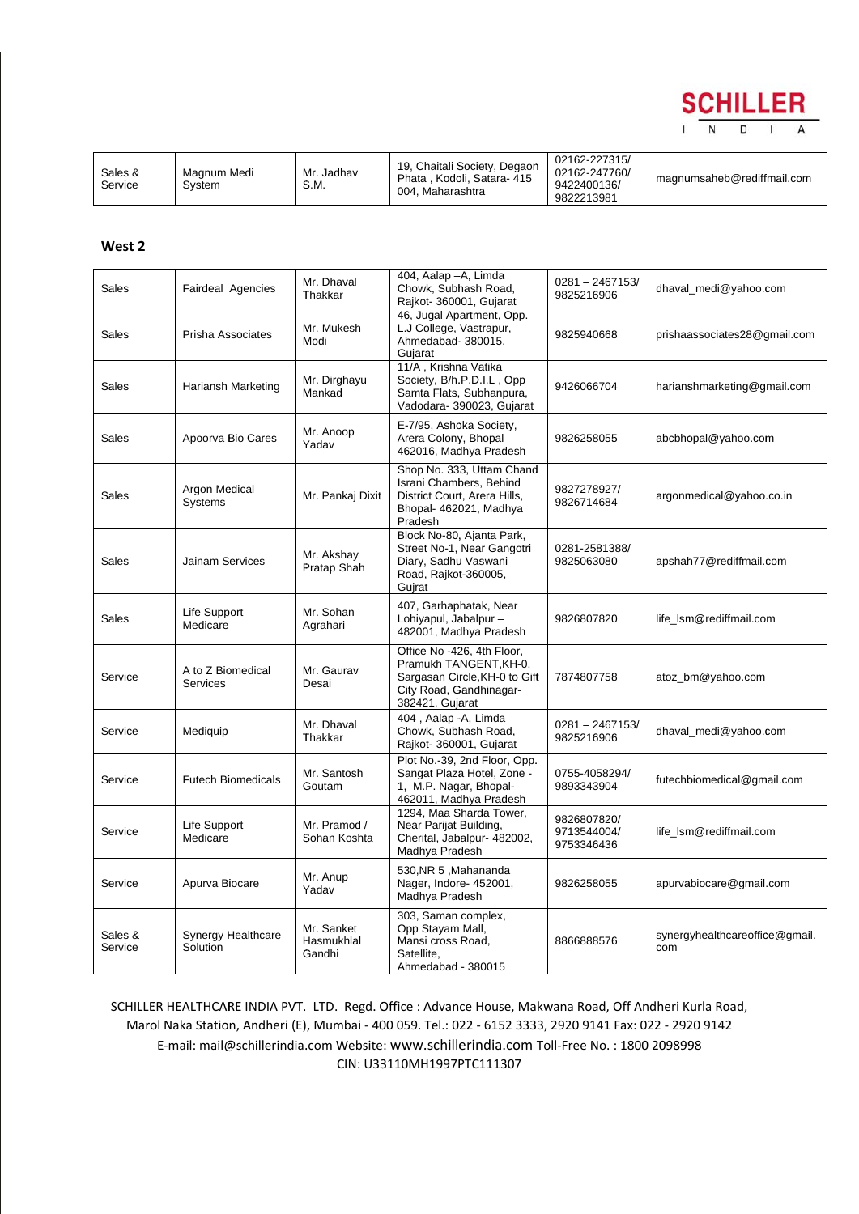| Sales & Service | Magnum Medi System | Mr. Jadhav S.M. | 19, Chaitali Society, Degaon Phata , Kodoli, Satara- 415 004, Maharashtra | 02162-227315/ 02162-247760/ 9422400136/ 9822213981 | magnumsaheb@rediffmail.com |
|---|---|---|---|---|---|

**West 2**

| Sales | Fairdeal Agencies | Mr. Dhaval Thakkar | 404, Aalap –A, Limda Chowk, Subhash Road, Rajkot- 360001, Gujarat | 0281 – 2467153/ 9825216906 | dhaval_medi@yahoo.com |
|---|---|---|---|---|---|
| Sales | Prisha Associates | Mr. Mukesh Modi | 46, Jugal Apartment, Opp. L.J College, Vastrapur, Ahmedabad- 380015, Gujarat | 9825940668 | prishaassociates28@gmail.com |
| Sales | Hariansh Marketing | Mr. Dirghayu Mankad | 11/A , Krishna Vatika Society, B/h.P.D.I.L , Opp Samta Flats, Subhanpura, Vadodara- 390023, Gujarat | 9426066704 | harianshmarketing@gmail.com |
| Sales | Apoorva Bio Cares | Mr. Anoop Yadav | E-7/95, Ashoka Society, Arera Colony, Bhopal – 462016, Madhya Pradesh | 9826258055 | abcbhopal@yahoo.com |
| Sales | Argon Medical Systems | Mr. Pankaj Dixit | Shop No. 333, Uttam Chand Israni Chambers, Behind District Court, Arera Hills, Bhopal- 462021, Madhya Pradesh | 9827278927/ 9826714684 | argonmedical@yahoo.co.in |
| Sales | Jainam Services | Mr. Akshay Pratap Shah | Block No-80, Ajanta Park, Street No-1, Near Gangotri Diary, Sadhu Vaswani Road, Rajkot-360005, Gujrat | 0281-2581388/ 9825063080 | apshah77@rediffmail.com |
| Sales | Life Support Medicare | Mr. Sohan Agrahari | 407, Garhaphatak, Near Lohiyapul, Jabalpur – 482001, Madhya Pradesh | 9826807820 | life_lsm@rediffmail.com |
| Service | A to Z Biomedical Services | Mr. Gaurav Desai | Office No -426, 4th Floor, Pramukh TANGENT,KH-0, Sargasan Circle,KH-0 to Gift City Road, Gandhinagar-382421, Gujarat | 7874807758 | atoz_bm@yahoo.com |
| Service | Mediquip | Mr. Dhaval Thakkar | 404 , Aalap -A, Limda Chowk, Subhash Road, Rajkot- 360001, Gujarat | 0281 – 2467153/ 9825216906 | dhaval_medi@yahoo.com |
| Service | Futech Biomedicals | Mr. Santosh Goutam | Plot No.-39, 2nd Floor, Opp. Sangat Plaza Hotel, Zone - 1, M.P. Nagar, Bhopal- 462011, Madhya Pradesh | 0755-4058294/ 9893343904 | futechbiomedical@gmail.com |
| Service | Life Support Medicare | Mr. Pramod / Sohan Koshta | 1294, Maa Sharda Tower, Near Parijat Building, Cherital, Jabalpur- 482002, Madhya Pradesh | 9826807820/ 9713544004/ 9753346436 | life_lsm@rediffmail.com |
| Service | Apurva Biocare | Mr. Anup Yadav | 530,NR 5 ,Mahananda Nager, Indore- 452001, Madhya Pradesh | 9826258055 | apurvabiocare@gmail.com |
| Sales & Service | Synergy Healthcare Solution | Mr. Sanket Hasmukhlal Gandhi | 303, Saman complex, Opp Stayam Mall, Mansi cross Road, Satellite, Ahmedabad - 380015 | 8866888576 | synergyhealthcareoffice@gmail.com |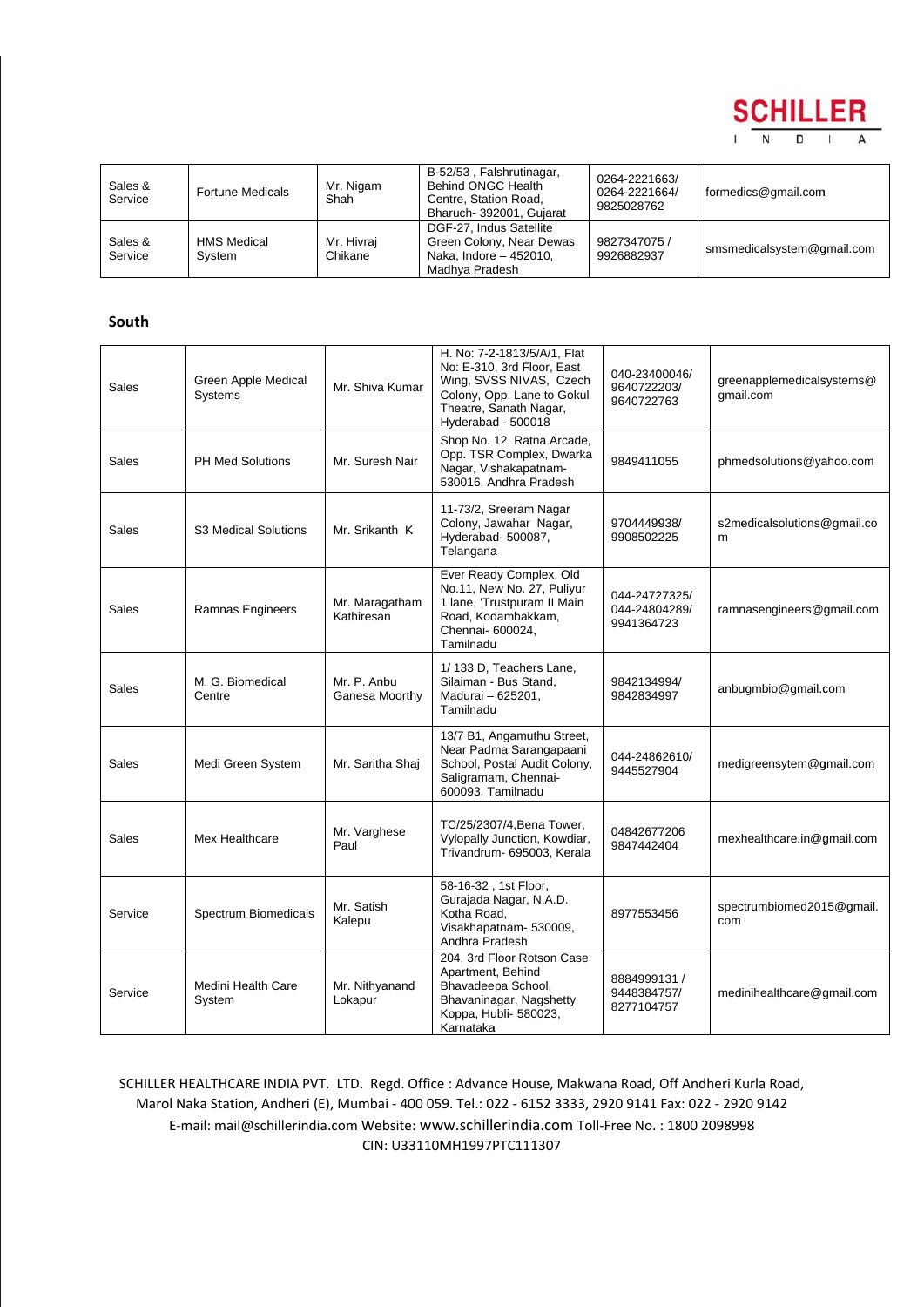| Sales & Service | Fortune Medicals | Mr. Nigam Shah | B-52/53 , Falshrutinagar, Behind ONGC Health Centre, Station Road, Bharuch- 392001, Gujarat | 0264-2221663/ 0264-2221664/ 9825028762 | formedics@gmail.com |
|---|---|---|---|---|---|
| Sales & Service | HMS Medical System | Mr. Hivraj Chikane | DGF-27, Indus Satellite Green Colony, Near Dewas Naka, Indore – 452010, Madhya Pradesh | 9827347075 / 9926882937 | smsmedicalsystem@gmail.com |

## South

| Sales | Green Apple Medical Systems | Mr. Shiva Kumar | H. No: 7-2-1813/5/A/1, Flat No: E-310, 3rd Floor, East Wing, SVSS NIVAS, Czech Colony, Opp. Lane to Gokul Theatre, Sanath Nagar, Hyderabad - 500018 | 040-23400046/ 9640722203/ 9640722763 | greenapplemedicalsystems@gmail.com |
|---|---|---|---|---|---|
| Sales | PH Med Solutions | Mr. Suresh Nair | Shop No. 12, Ratna Arcade, Opp. TSR Complex, Dwarka Nagar, Vishakapatnam-530016, Andhra Pradesh | 9849411055 | phmedsolutions@yahoo.com |
| Sales | S3 Medical Solutions | Mr. Srikanth K | 11-73/2, Sreeram Nagar Colony, Jawahar Nagar, Hyderabad- 500087, Telangana | 9704449938/ 9908502225 | s2medicalsolutions@gmail.com |
| Sales | Ramnas Engineers | Mr. Maragatham Kathiresan | Ever Ready Complex, Old No.11, New No. 27, Puliyur 1 lane, 'Trustpuram II Main Road, Kodambakkam, Chennai- 600024, Tamilnadu | 044-24727325/ 044-24804289/ 9941364723 | ramnasengineers@gmail.com |
| Sales | M. G. Biomedical Centre | Mr. P. Anbu Ganesa Moorthy | 1/ 133 D, Teachers Lane, Silaiman - Bus Stand, Madurai – 625201, Tamilnadu | 9842134994/ 9842834997 | anbugmbio@gmail.com |
| Sales | Medi Green System | Mr. Saritha Shaj | 13/7 B1, Angamuthu Street, Near Padma Sarangapaani School, Postal Audit Colony, Saligramam, Chennai-600093, Tamilnadu | 044-24862610/ 9445527904 | medigreensytem@gmail.com |
| Sales | Mex Healthcare | Mr. Varghese Paul | TC/25/2307/4,Bena Tower, Vylopally Junction, Kowdiar, Trivandrum- 695003, Kerala | 04842677206 9847442404 | mexhealthcare.in@gmail.com |
| Service | Spectrum Biomedicals | Mr. Satish Kalepu | 58-16-32 , 1st Floor, Gurajada Nagar, N.A.D. Kotha Road, Visakhapatnam- 530009, Andhra Pradesh | 8977553456 | spectrumbiomed2015@gmail.com |
| Service | Medini Health Care System | Mr. Nithyanand Lokapur | 204, 3rd Floor Rotson Case Apartment, Behind Bhavadeepa School, Bhavaninagar, Nagshetty Koppa, Hubli- 580023, Karnataka | 8884999131 / 9448384757/ 8277104757 | medinihealthcare@gmail.com |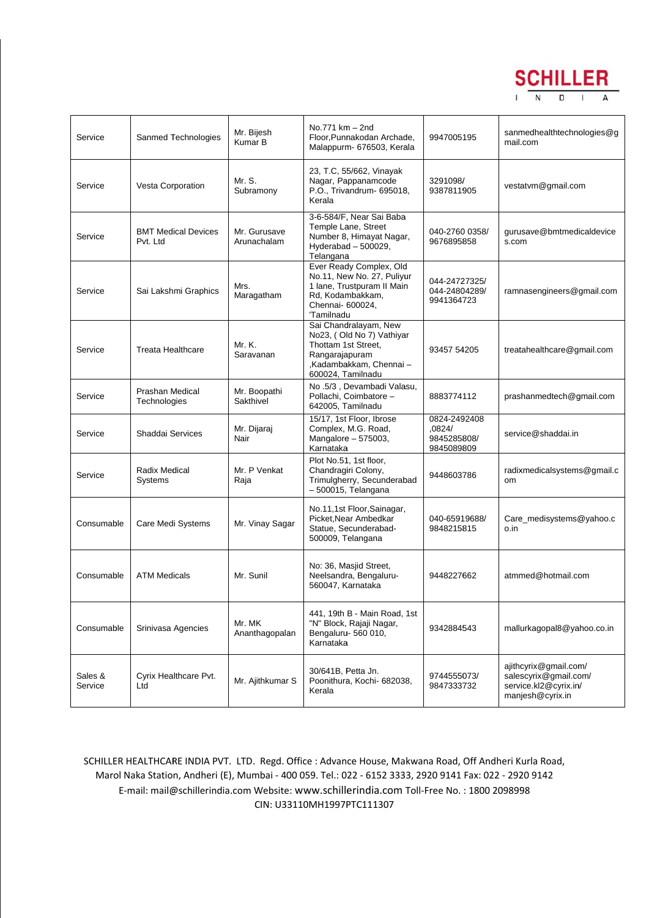| Service | Sanmed Technologies | Mr. Bijesh Kumar B | No.771 km – 2nd Floor,Punnakodan Archade, Malappurm- 676503, Kerala | 9947005195 | sanmedhealthtechnologies@gmail.com |
|---|---|---|---|---|---|
| Service | Vesta Corporation | Mr. S. Subramony | 23, T.C, 55/662, Vinayak Nagar, Pappanamcode P.O., Trivandrum- 695018, Kerala | 3291098/ 9387811905 | vestatvm@gmail.com |
| Service | BMT Medical Devices Pvt. Ltd | Mr. Gurusave Arunachalam | 3-6-584/F, Near Sai Baba Temple Lane, Street Number 8, Himayat Nagar, Hyderabad – 500029, Telangana | 040-2760 0358/ 9676895858 | gurusave@bmtmedicaldevices.com |
| Service | Sai Lakshmi Graphics | Mrs. Maragatham | Ever Ready Complex, Old No.11, New No. 27, Puliyur 1 lane, Trustpuram II Main Rd, Kodambakkam, Chennai- 600024, 'Tamilnadu | 044-24727325/ 044-24804289/ 9941364723 | ramnasengineers@gmail.com |
| Service | Treata Healthcare | Mr. K. Saravanan | Sai Chandralayam, New No23, ( Old No 7) Vathiyar Thottam 1st Street, Rangarajapuram ,Kadambakkam, Chennai – 600024, Tamilnadu | 93457 54205 | treatahealthcare@gmail.com |
| Service | Prashan Medical Technologies | Mr. Boopathi Sakthivel | No .5/3 , Devambadi Valasu, Pollachi, Coimbatore – 642005, Tamilnadu | 8883774112 | prashanmedtech@gmail.com |
| Service | Shaddai Services | Mr. Dijaraj Nair | 15/17, 1st Floor, Ibrose Complex, M.G. Road, Mangalore – 575003, Karnataka | 0824-2492408 ,0824/ 9845285808/ 9845089809 | service@shaddai.in |
| Service | Radix Medical Systems | Mr. P Venkat Raja | Plot No.51, 1st floor, Chandragiri Colony, Trimulgherry, Secunderabad – 500015, Telangana | 9448603786 | radixmedicalsystems@gmail.com |
| Consumable | Care Medi Systems | Mr. Vinay Sagar | No.11,1st Floor,Sainagar, Picket,Near Ambedkar Statue, Secunderabad- 500009, Telangana | 040-65919688/ 9848215815 | Care_medisystems@yahoo.co.in |
| Consumable | ATM Medicals | Mr. Sunil | No: 36, Masjid Street, Neelsandra, Bengaluru- 560047, Karnataka | 9448227662 | atmmed@hotmail.com |
| Consumable | Srinivasa Agencies | Mr. MK Ananthagopalan | 441, 19th B - Main Road, 1st "N" Block, Rajaji Nagar, Bengaluru- 560 010, Karnataka | 9342884543 | mallurkagopal8@yahoo.co.in |
| Sales & Service | Cyrix Healthcare Pvt. Ltd | Mr. Ajithkumar S | 30/641B, Petta Jn. Poonithura, Kochi- 682038, Kerala | 9744555073/ 9847333732 | ajithcyrix@gmail.com/ salescyrix@gmail.com/ service.kl2@cyrix.in/ manjesh@cyrix.in |

SCHILLER HEALTHCARE INDIA PVT. LTD. Regd. Office : Advance House, Makwana Road, Off Andheri Kurla Road, Marol Naka Station, Andheri (E), Mumbai - 400 059. Tel.: 022 - 6152 3333, 2920 9141 Fax: 022 - 2920 9142
E-mail: mail@schillerindia.com Website: www.schillerindia.com Toll-Free No. : 1800 2098998
CIN: U33110MH1997PTC111307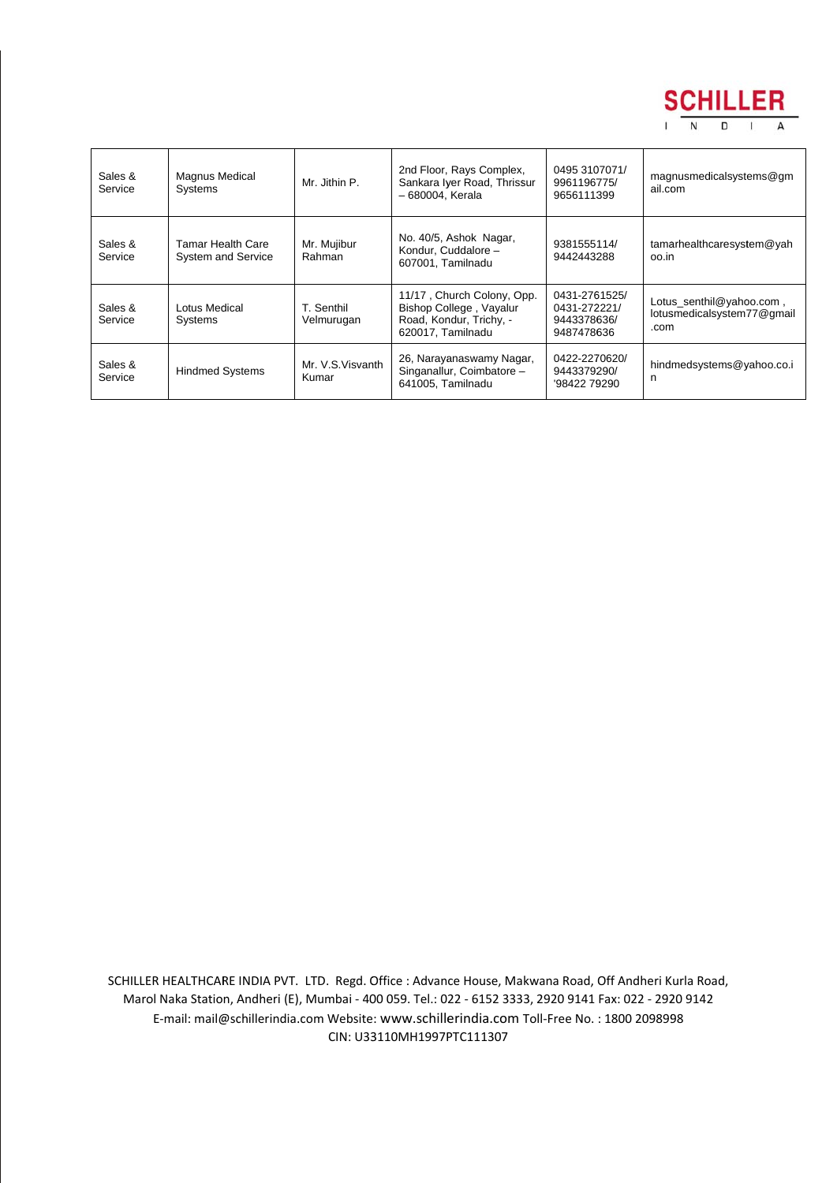| | | | | | |
|---|---|---|---|---|---|
| Sales & Service | Magnus Medical Systems | Mr. Jithin P. | 2nd Floor, Rays Complex, Sankara Iyer Road, Thrissur – 680004, Kerala | 0495 3107071/ 9961196775/ 9656111399 | magnusmedicalsystems@gmail.com |
| Sales & Service | Tamar Health Care System and Service | Mr. Mujibur Rahman | No. 40/5, Ashok Nagar, Kondur, Cuddalore – 607001, Tamilnadu | 9381555114/ 9442443288 | tamarhealthcaresystem@yahoo.in |
| Sales & Service | Lotus Medical Systems | T. Senthil Velmurugan | 11/17 , Church Colony, Opp. Bishop College , Vayalur Road, Kondur, Trichy, - 620017, Tamilnadu | 0431-2761525/ 0431-272221/ 9443378636/ 9487478636 | Lotus_senthil@yahoo.com , lotusmedicalsystem77@gmail.com |
| Sales & Service | Hindmed Systems | Mr. V.S.Visvanth Kumar | 26, Narayanaswamy Nagar, Singanallur, Coimbatore – 641005, Tamilnadu | 0422-2270620/ 9443379290/ '98422 79290 | hindmedsystems@yahoo.co.in |

SCHILLER HEALTHCARE INDIA PVT. LTD. Regd. Office : Advance House, Makwana Road, Off Andheri Kurla Road, Marol Naka Station, Andheri (E), Mumbai - 400 059. Tel.: 022 - 6152 3333, 2920 9141 Fax: 022 - 2920 9142
E-mail: mail@schillerindia.com Website: www.schillerindia.com Toll-Free No. : 1800 2098998
CIN: U33110MH1997PTC111307